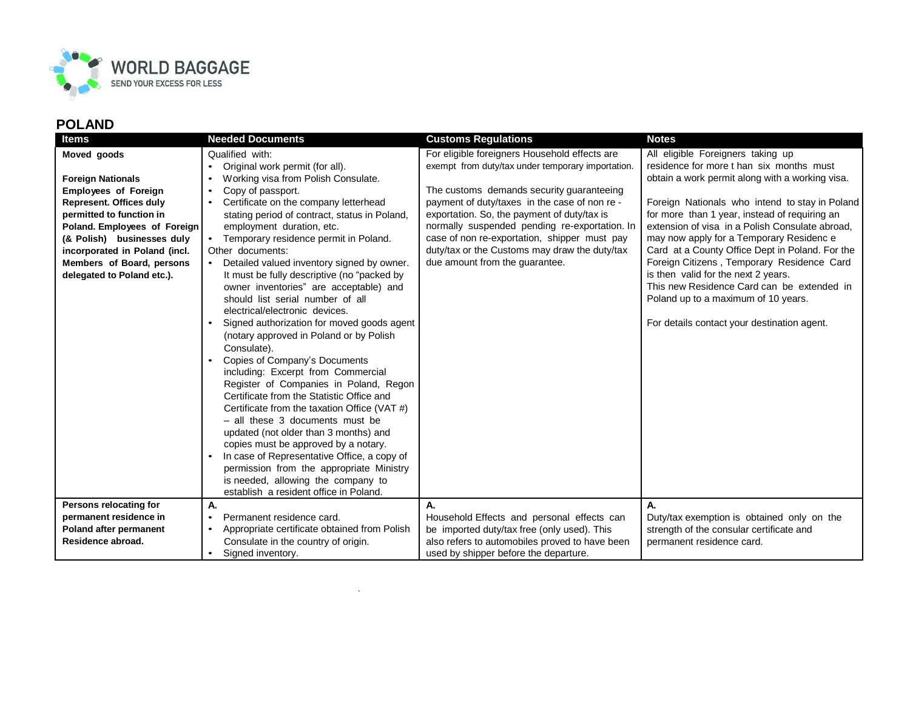## POLAND

| Items | Needed Documents | Customs Regulations | Notes |
|---|---|---|---|
| **Moved goods**<br><br>**Foreign Nationals**<br>**Employees of Foreign Represent. Offices duly permitted to function in Poland. Employees of Foreign (& Polish) businesses duly incorporated in Poland (incl. Members of Board, persons delegated to Poland etc.).** | Qualified with:<br>• Original work permit (for all).<br>• Working visa from Polish Consulate.<br>• Copy of passport.<br>• Certificate on the company letterhead stating period of contract, status in Poland, employment duration, etc.<br>• Temporary residence permit in Poland.<br>Other documents:<br>• Detailed valued inventory signed by owner. It must be fully descriptive (no "packed by owner inventories" are acceptable) and should list serial number of all electrical/electronic devices.<br>• Signed authorization for moved goods agent (notary approved in Poland or by Polish Consulate).<br>• Copies of Company's Documents including: Excerpt from Commercial Register of Companies in Poland, Regon Certificate from the Statistic Office and Certificate from the taxation Office (VAT #) – all these 3 documents must be updated (not older than 3 months) and copies must be approved by a notary.<br>• In case of Representative Office, a copy of permission from the appropriate Ministry is needed, allowing the company to establish a resident office in Poland. | For eligible foreigners Household effects are exempt from duty/tax under temporary importation.<br><br>The customs demands security guaranteeing payment of duty/taxes in the case of non re - exportation. So, the payment of duty/tax is normally suspended pending re-exportation. In case of non re-exportation, shipper must pay duty/tax or the Customs may draw the duty/tax due amount from the guarantee. | All eligible Foreigners taking up residence for more t han six months must obtain a work permit along with a working visa.<br><br>Foreign Nationals who intend to stay in Poland for more than 1 year, instead of requiring an extension of visa in a Polish Consulate abroad, may now apply for a Temporary Residenc e Card at a County Office Dept in Poland. For the Foreign Citizens , Temporary Residence Card is then valid for the next 2 years.<br>This new Residence Card can be extended in Poland up to a maximum of 10 years.<br><br>For details contact your destination agent. |
| **Persons relocating for permanent residence in Poland after permanent Residence abroad.** | **A.**<br>• Permanent residence card.<br>• Appropriate certificate obtained from Polish Consulate in the country of origin.<br>• Signed inventory. | **A.**<br>Household Effects and personal effects can be imported duty/tax free (only used). This also refers to automobiles proved to have been used by shipper before the departure. | **A.**<br>Duty/tax exemption is obtained only on the strength of the consular certificate and permanent residence card. |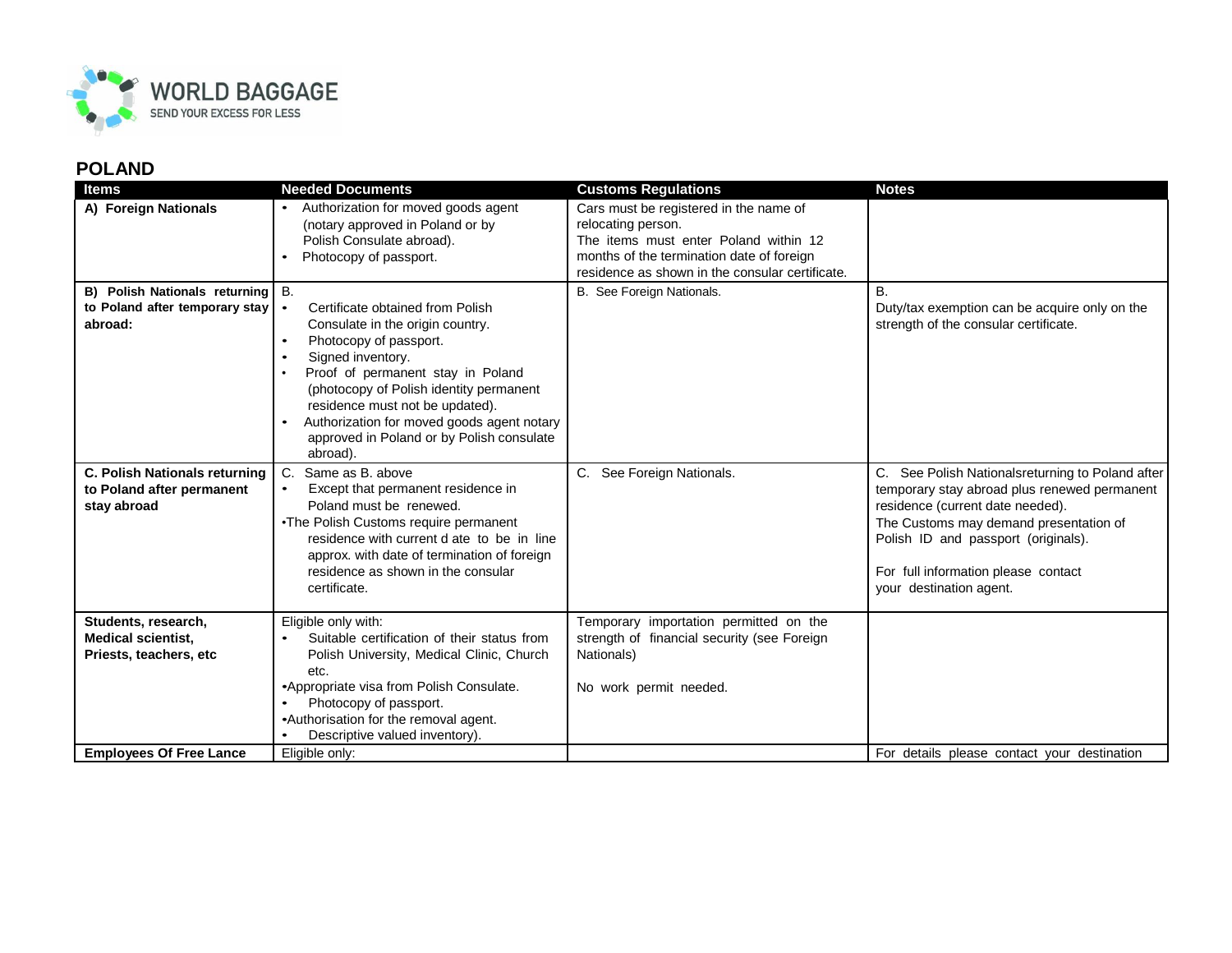## POLAND

| Items | Needed Documents | Customs Regulations | Notes |
| --- | --- | --- | --- |
| **A) Foreign Nationals** | • Authorization for moved goods agent (notary approved in Poland or by Polish Consulate abroad).<br>• Photocopy of passport. | Cars must be registered in the name of relocating person.<br>The items must enter Poland within 12 months of the termination date of foreign residence as shown in the consular certificate. | |
| **B) Polish Nationals returning to Poland after temporary stay abroad:** | B.<br>• Certificate obtained from Polish Consulate in the origin country.<br>• Photocopy of passport.<br>• Signed inventory.<br>• Proof of permanent stay in Poland (photocopy of Polish identity permanent residence must not be updated).<br>• Authorization for moved goods agent notary approved in Poland or by Polish consulate abroad). | B. See Foreign Nationals. | B.<br>Duty/tax exemption can be acquire only on the strength of the consular certificate. |
| **C. Polish Nationals returning to Poland after permanent stay abroad** | C. Same as B. above<br>• Except that permanent residence in Poland must be renewed.<br>•The Polish Customs require permanent residence with current d ate to be in line approx. with date of termination of foreign residence as shown in the consular certificate. | C. See Foreign Nationals. | C. See Polish Nationalsreturning to Poland after temporary stay abroad plus renewed permanent residence (current date needed).<br>The Customs may demand presentation of Polish ID and passport (originals).<br><br>For full information please contact your destination agent. |
| **Students, research, Medical scientist, Priests, teachers, etc** | Eligible only with:<br>• Suitable certification of their status from Polish University, Medical Clinic, Church etc.<br>•Appropriate visa from Polish Consulate.<br>• Photocopy of passport.<br>•Authorisation for the removal agent.<br>• Descriptive valued inventory). | Temporary importation permitted on the strength of financial security (see Foreign Nationals)<br><br>No work permit needed. | |
| **Employees Of Free Lance** | Eligible only: | | For details please contact your destination |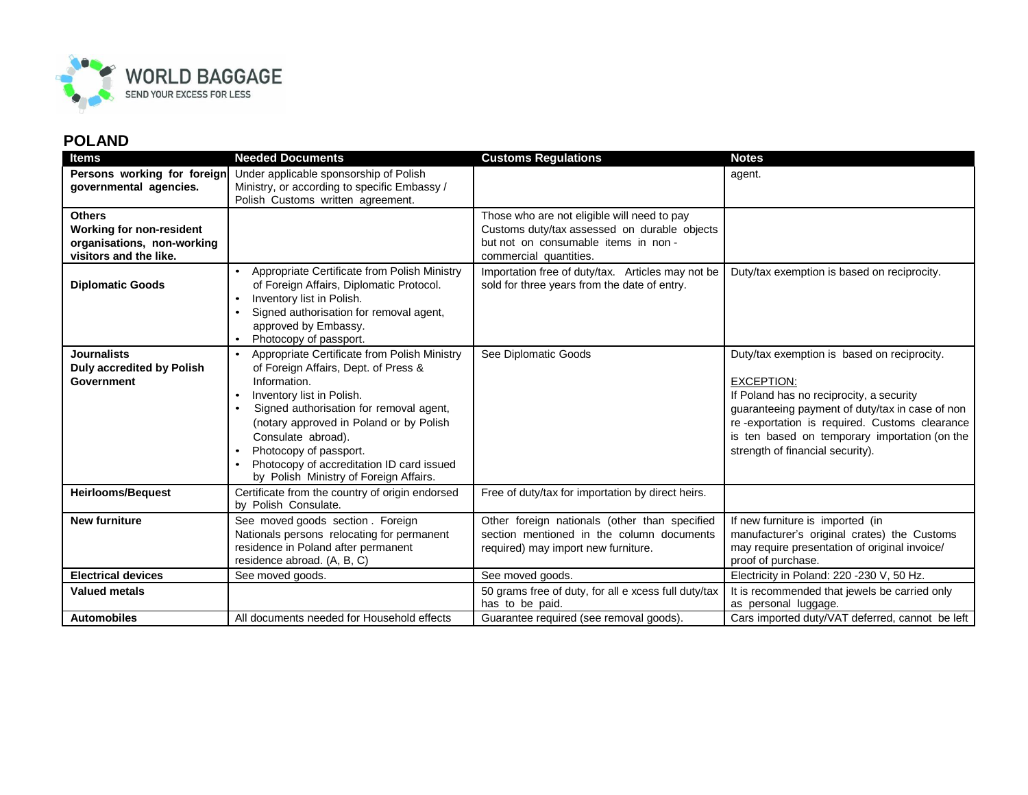## POLAND

| Items | Needed Documents | Customs Regulations | Notes |
|---|---|---|---|
| **Persons working for foreign governmental agencies.** | Under applicable sponsorship of Polish Ministry, or according to specific Embassy / Polish Customs written agreement. | | agent. |
| **Others Working for non-resident organisations, non-working visitors and the like.** | | Those who are not eligible will need to pay Customs duty/tax assessed on durable objects but not on consumable items in non - commercial quantities. | |
| **Diplomatic Goods** | • Appropriate Certificate from Polish Ministry of Foreign Affairs, Diplomatic Protocol.<br>• Inventory list in Polish.<br>• Signed authorisation for removal agent, approved by Embassy.<br>• Photocopy of passport. | Importation free of duty/tax. Articles may not be sold for three years from the date of entry. | Duty/tax exemption is based on reciprocity. |
| **Journalists Duly accredited by Polish Government** | • Appropriate Certificate from Polish Ministry of Foreign Affairs, Dept. of Press & Information.<br>• Inventory list in Polish.<br>• Signed authorisation for removal agent, (notary approved in Poland or by Polish Consulate abroad).<br>• Photocopy of passport.<br>• Photocopy of accreditation ID card issued by Polish Ministry of Foreign Affairs. | See Diplomatic Goods | Duty/tax exemption is based on reciprocity.<br><br>EXCEPTION:<br>If Poland has no reciprocity, a security guaranteeing payment of duty/tax in case of non re -exportation is required. Customs clearance is ten based on temporary importation (on the strength of financial security). |
| **Heirlooms/Bequest** | Certificate from the country of origin endorsed by Polish Consulate. | Free of duty/tax for importation by direct heirs. | |
| **New furniture** | See moved goods section . Foreign Nationals persons relocating for permanent residence in Poland after permanent residence abroad. (A, B, C) | Other foreign nationals (other than specified section mentioned in the column documents required) may import new furniture. | If new furniture is imported (in manufacturer's original crates) the Customs may require presentation of original invoice/ proof of purchase. |
| **Electrical devices** | See moved goods. | See moved goods. | Electricity in Poland: 220 -230 V, 50 Hz. |
| **Valued metals** | | 50 grams free of duty, for all e xcess full duty/tax has to be paid. | It is recommended that jewels be carried only as personal luggage. |
| **Automobiles** | All documents needed for Household effects | Guarantee required (see removal goods). | Cars imported duty/VAT deferred, cannot be left |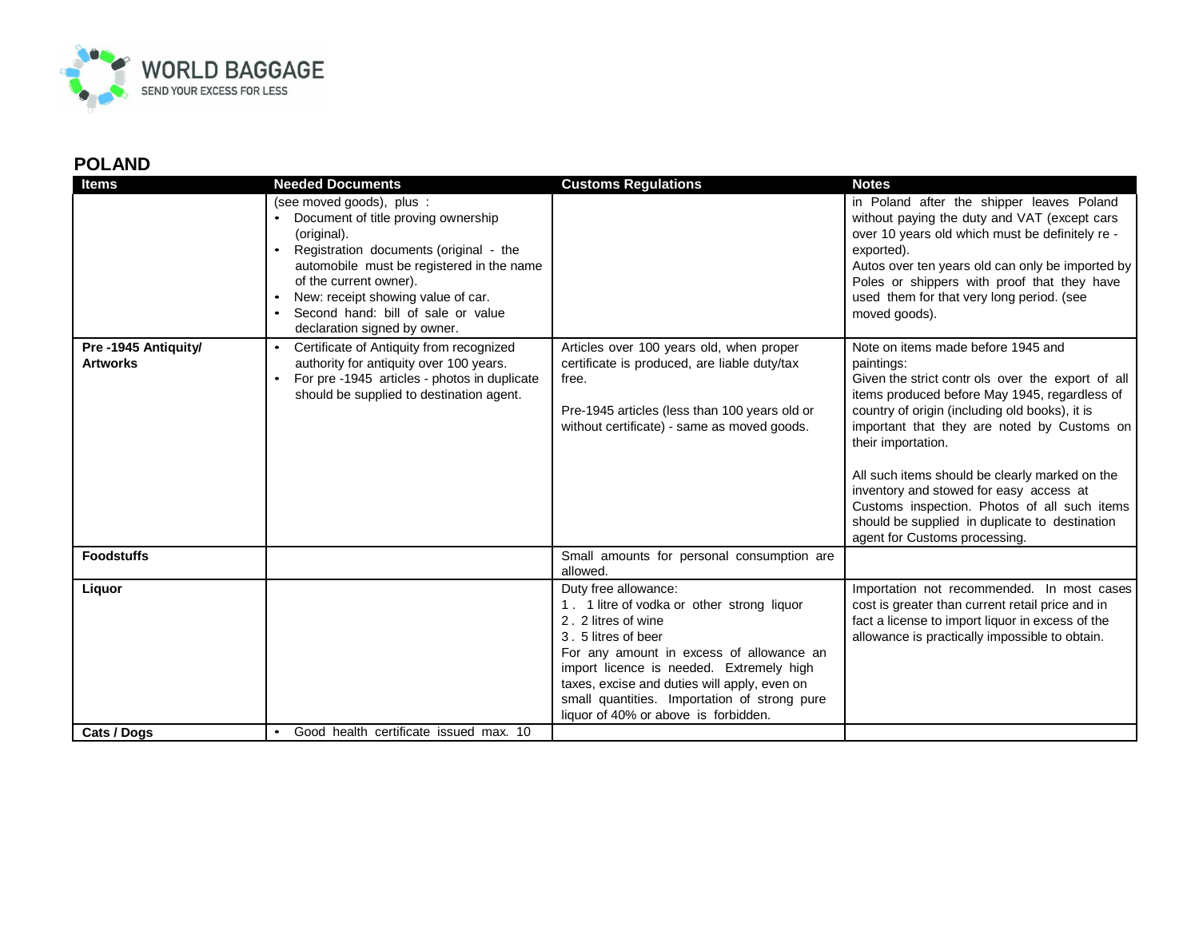## POLAND

| Items | Needed Documents | Customs Regulations | Notes |
|---|---|---|---|
| | (see moved goods), plus :<br>• Document of title proving ownership (original).<br>• Registration documents (original - the automobile must be registered in the name of the current owner).<br>• New: receipt showing value of car.<br>• Second hand: bill of sale or value declaration signed by owner. | | in Poland after the shipper leaves Poland without paying the duty and VAT (except cars over 10 years old which must be definitely re - exported).<br>Autos over ten years old can only be imported by Poles or shippers with proof that they have used them for that very long period. (see moved goods). |
| **Pre -1945 Antiquity/ Artworks** | • Certificate of Antiquity from recognized authority for antiquity over 100 years.<br>• For pre -1945 articles - photos in duplicate should be supplied to destination agent. | Articles over 100 years old, when proper certificate is produced, are liable duty/tax free.<br><br>Pre-1945 articles (less than 100 years old or without certificate) - same as moved goods. | Note on items made before 1945 and paintings:<br>Given the strict contr ols over the export of all items produced before May 1945, regardless of country of origin (including old books), it is important that they are noted by Customs on their importation.<br><br>All such items should be clearly marked on the inventory and stowed for easy access at Customs inspection. Photos of all such items should be supplied in duplicate to destination agent for Customs processing. |
| **Foodstuffs** | | Small amounts for personal consumption are allowed. | |
| **Liquor** | | Duty free allowance:<br>1. 1 litre of vodka or other strong liquor<br>2. 2 litres of wine<br>3. 5 litres of beer<br>For any amount in excess of allowance an import licence is needed. Extremely high taxes, excise and duties will apply, even on small quantities. Importation of strong pure liquor of 40% or above is forbidden. | Importation not recommended. In most cases cost is greater than current retail price and in fact a license to import liquor in excess of the allowance is practically impossible to obtain. |
| **Cats / Dogs** | • Good health certificate issued max. 10 | | |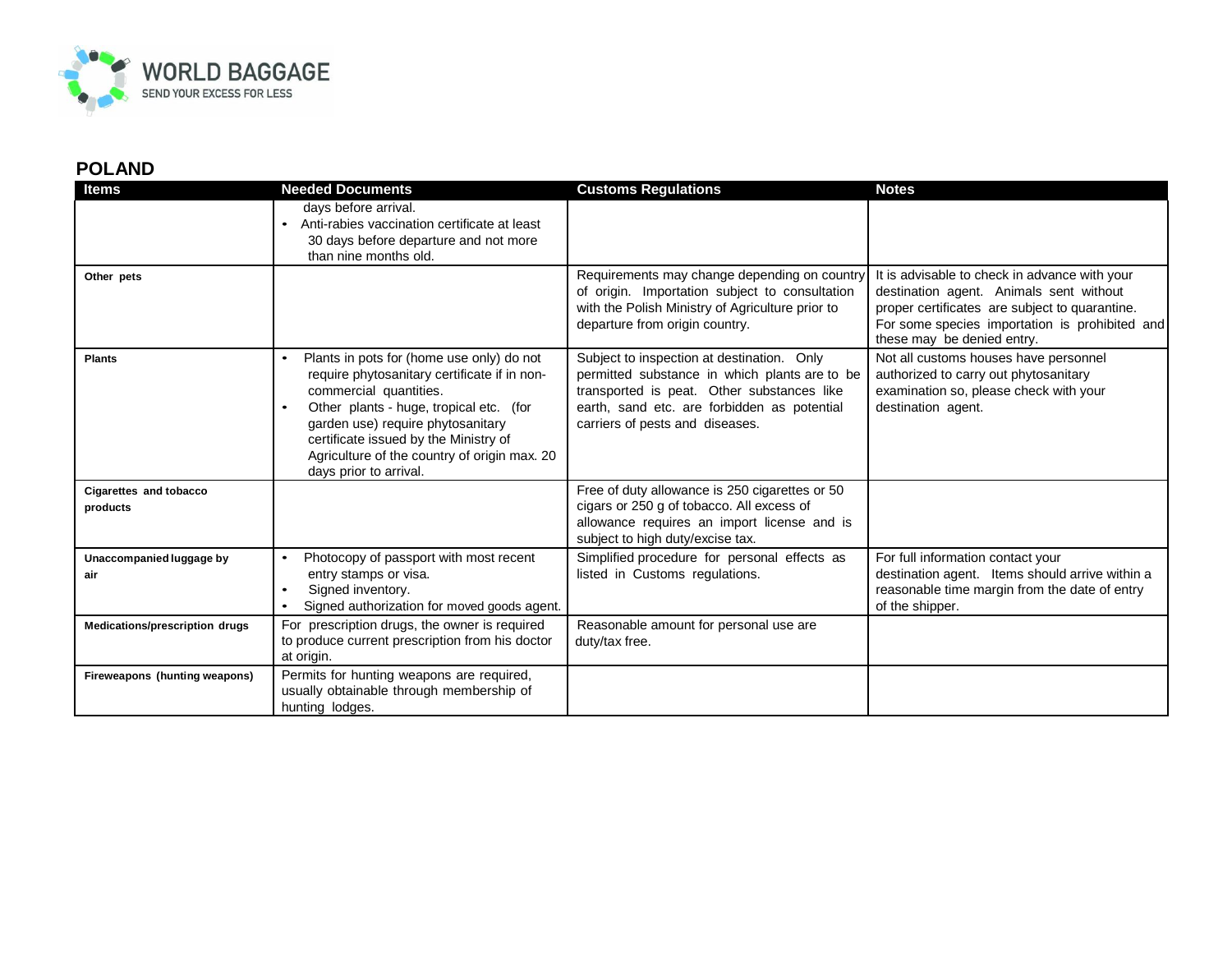## POLAND

| Items | Needed Documents | Customs Regulations | Notes |
|---|---|---|---|
| | days before arrival.<br>• Anti-rabies vaccination certificate at least 30 days before departure and not more than nine months old. | | |
| **Other pets** | | Requirements may change depending on country of origin. Importation subject to consultation with the Polish Ministry of Agriculture prior to departure from origin country. | It is advisable to check in advance with your destination agent. Animals sent without proper certificates are subject to quarantine. For some species importation is prohibited and these may be denied entry. |
| **Plants** | • Plants in pots for (home use only) do not require phytosanitary certificate if in non-commercial quantities.<br>• Other plants - huge, tropical etc. (for garden use) require phytosanitary certificate issued by the Ministry of Agriculture of the country of origin max. 20 days prior to arrival. | Subject to inspection at destination. Only permitted substance in which plants are to be transported is peat. Other substances like earth, sand etc. are forbidden as potential carriers of pests and diseases. | Not all customs houses have personnel authorized to carry out phytosanitary examination so, please check with your destination agent. |
| **Cigarettes and tobacco products** | | Free of duty allowance is 250 cigarettes or 50 cigars or 250 g of tobacco. All excess of allowance requires an import license and is subject to high duty/excise tax. | |
| **Unaccompanied luggage by air** | • Photocopy of passport with most recent entry stamps or visa.<br>• Signed inventory.<br>• Signed authorization for moved goods agent. | Simplified procedure for personal effects as listed in Customs regulations. | For full information contact your destination agent. Items should arrive within a reasonable time margin from the date of entry of the shipper. |
| **Medications/prescription drugs** | For prescription drugs, the owner is required to produce current prescription from his doctor at origin. | Reasonable amount for personal use are duty/tax free. | |
| **Fireweapons (hunting weapons)** | Permits for hunting weapons are required, usually obtainable through membership of hunting lodges. | | |